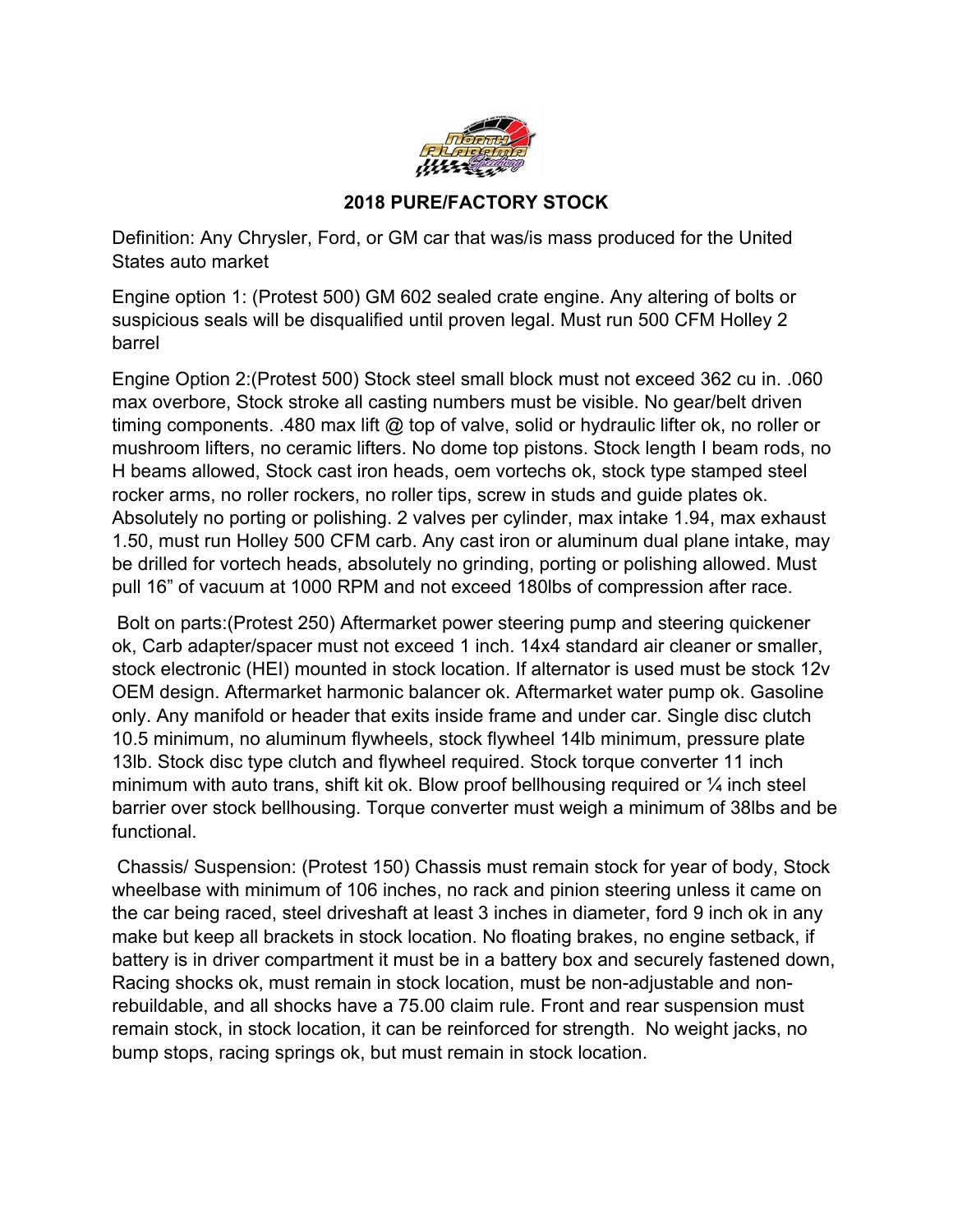# 2018 PURE/FACTORY STOCK

Definition: Any Chrysler, Ford, or GM car that was/is mass produced for the United States auto market

Engine option 1: (Protest 500) GM 602 sealed crate engine. Any altering of bolts or suspicious seals will be disqualified until proven legal. Must run 500 CFM Holley 2 barrel

Engine Option 2:(Protest 500) Stock steel small block must not exceed 362 cu in. .060 max overbore, Stock stroke all casting numbers must be visible. No gear/belt driven timing components. .480 max lift @ top of valve, solid or hydraulic lifter ok, no roller or mushroom lifters, no ceramic lifters. No dome top pistons. Stock length I beam rods, no H beams allowed, Stock cast iron heads, oem vortechs ok, stock type stamped steel rocker arms, no roller rockers, no roller tips, screw in studs and guide plates ok. Absolutely no porting or polishing. 2 valves per cylinder, max intake 1.94, max exhaust 1.50, must run Holley 500 CFM carb. Any cast iron or aluminum dual plane intake, may be drilled for vortech heads, absolutely no grinding, porting or polishing allowed. Must pull 16" of vacuum at 1000 RPM and not exceed 180lbs of compression after race.

Bolt on parts:(Protest 250) Aftermarket power steering pump and steering quickener ok, Carb adapter/spacer must not exceed 1 inch. 14x4 standard air cleaner or smaller, stock electronic (HEI) mounted in stock location. If alternator is used must be stock 12v OEM design. Aftermarket harmonic balancer ok. Aftermarket water pump ok. Gasoline only. Any manifold or header that exits inside frame and under car. Single disc clutch 10.5 minimum, no aluminum flywheels, stock flywheel 14lb minimum, pressure plate 13lb. Stock disc type clutch and flywheel required. Stock torque converter 11 inch minimum with auto trans, shift kit ok. Blow proof bellhousing required or ¼ inch steel barrier over stock bellhousing. Torque converter must weigh a minimum of 38lbs and be functional.

Chassis/ Suspension: (Protest 150) Chassis must remain stock for year of body, Stock wheelbase with minimum of 106 inches, no rack and pinion steering unless it came on the car being raced, steel driveshaft at least 3 inches in diameter, ford 9 inch ok in any make but keep all brackets in stock location. No floating brakes, no engine setback, if battery is in driver compartment it must be in a battery box and securely fastened down, Racing shocks ok, must remain in stock location, must be non-adjustable and non-rebuildable, and all shocks have a 75.00 claim rule. Front and rear suspension must remain stock, in stock location, it can be reinforced for strength. No weight jacks, no bump stops, racing springs ok, but must remain in stock location.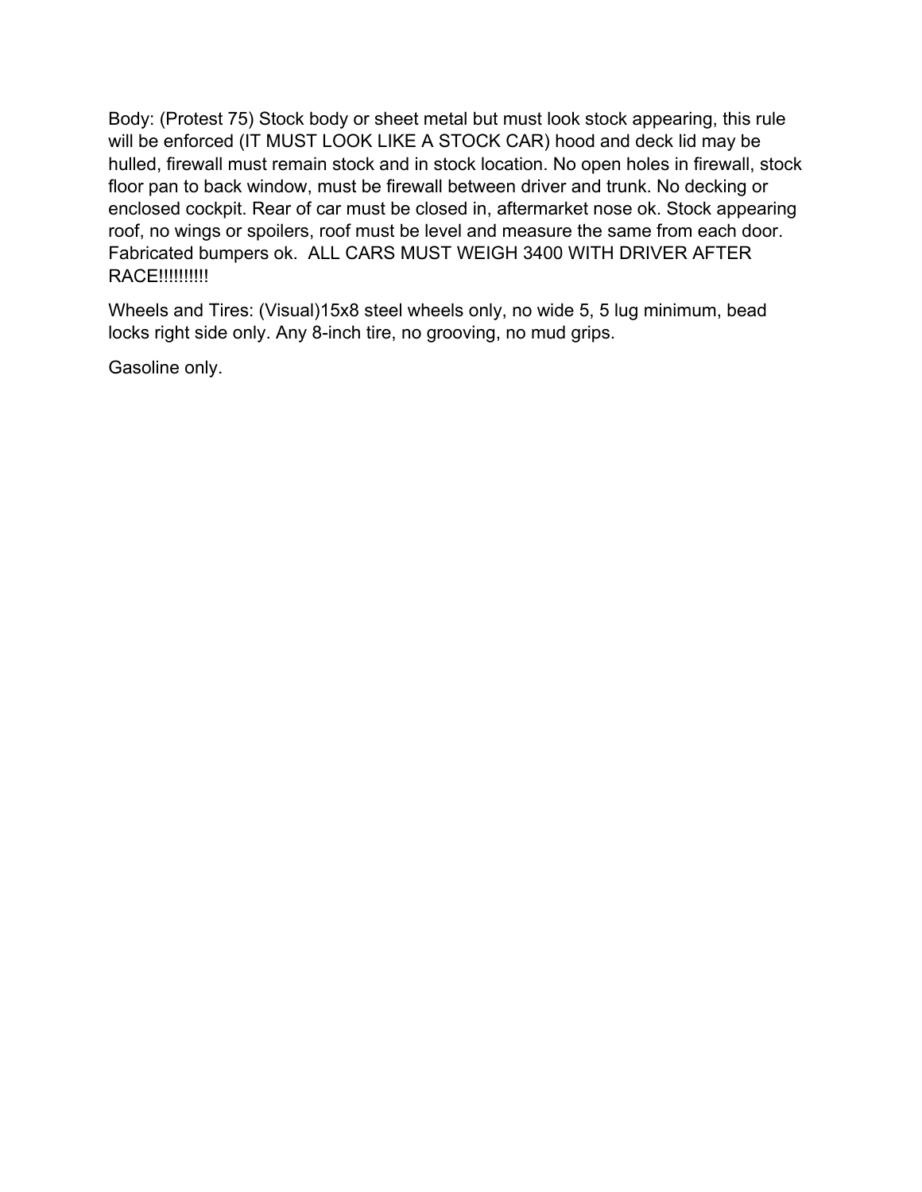Body: (Protest 75) Stock body or sheet metal but must look stock appearing, this rule will be enforced (IT MUST LOOK LIKE A STOCK CAR) hood and deck lid may be hulled, firewall must remain stock and in stock location. No open holes in firewall, stock floor pan to back window, must be firewall between driver and trunk. No decking or enclosed cockpit. Rear of car must be closed in, aftermarket nose ok. Stock appearing roof, no wings or spoilers, roof must be level and measure the same from each door. Fabricated bumpers ok.  ALL CARS MUST WEIGH 3400 WITH DRIVER AFTER RACE!!!!!!!!!!

Wheels and Tires: (Visual)15x8 steel wheels only, no wide 5, 5 lug minimum, bead locks right side only. Any 8-inch tire, no grooving, no mud grips.

Gasoline only.